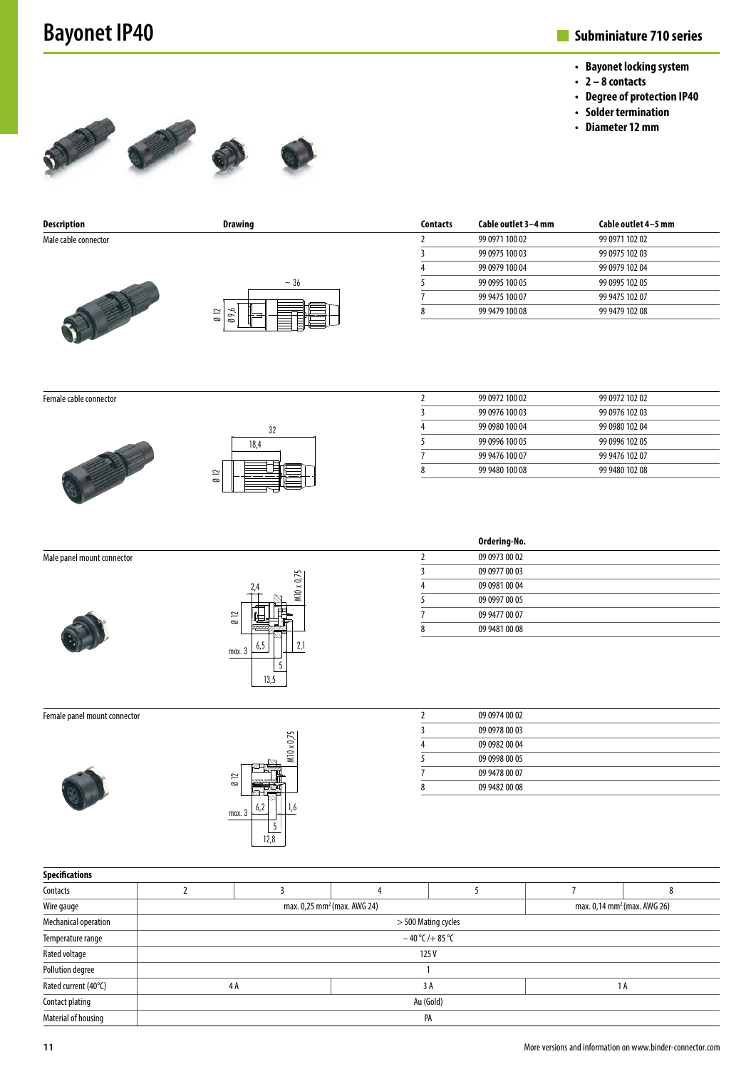# Bayonet IP40

## Subminiature 710 series

- **Bayonet locking system**
- **2 – 8 contacts**
- **Degree of protection IP40**
- **Solder termination**
- **Diameter 12 mm**

| Description | Drawing | Contacts | Cable outlet 3–4 mm | Cable outlet 4–5 mm |
|---|---|---|---|---|
| Male cable connector | ~ 36; Ø 12; Ø 9,6 | 2 | 99 0971 100 02 | 99 0971 102 02 |
| | | 3 | 99 0975 100 03 | 99 0975 102 03 |
| | | 4 | 99 0979 100 04 | 99 0979 102 04 |
| | | 5 | 99 0995 100 05 | 99 0995 102 05 |
| | | 7 | 99 9475 100 07 | 99 9475 102 07 |
| | | 8 | 99 9479 100 08 | 99 9479 102 08 |
| Female cable connector | 32; 18,4; Ø 12 | 2 | 99 0972 100 02 | 99 0972 102 02 |
| | | 3 | 99 0976 100 03 | 99 0976 102 03 |
| | | 4 | 99 0980 100 04 | 99 0980 102 04 |
| | | 5 | 99 0996 100 05 | 99 0996 102 05 |
| | | 7 | 99 9476 100 07 | 99 9476 102 07 |
| | | 8 | 99 9480 100 08 | 99 9480 102 08 |

| Description | Drawing | Contacts | Ordering-No. |
|---|---|---|---|
| Male panel mount connector | 2,4; M10 x 0,75; Ø 12; max. 3; 6,5; 2,1; 5; 13,5 | 2 | 09 0973 00 02 |
| | | 3 | 09 0977 00 03 |
| | | 4 | 09 0981 00 04 |
| | | 5 | 09 0997 00 05 |
| | | 7 | 09 9477 00 07 |
| | | 8 | 09 9481 00 08 |
| Female panel mount connector | M10 x 0,75; Ø 12; max. 3; 6,2; 1,6; 5; 12,8 | 2 | 09 0974 00 02 |
| | | 3 | 09 0978 00 03 |
| | | 4 | 09 0982 00 04 |
| | | 5 | 09 0998 00 05 |
| | | 7 | 09 9478 00 07 |
| | | 8 | 09 9482 00 08 |

**Specifications**

| Contacts | 2 | 3 | 4 | 5 | 7 | 8 |
|---|---|---|---|---|---|---|
| Wire gauge | max. 0,25 mm² (max. AWG 24) | | | | max. 0,14 mm² (max. AWG 26) | |
| Mechanical operation | > 500 Mating cycles | | | | | |
| Temperature range | – 40 °C / + 85 °C | | | | | |
| Rated voltage | 125 V | | | | | |
| Pollution degree | 1 | | | | | |
| Rated current (40°C) | 4 A | | 3 A | | 1 A | |
| Contact plating | Au (Gold) | | | | | |
| Material of housing | PA | | | | | |

More versions and information on www.binder-connector.com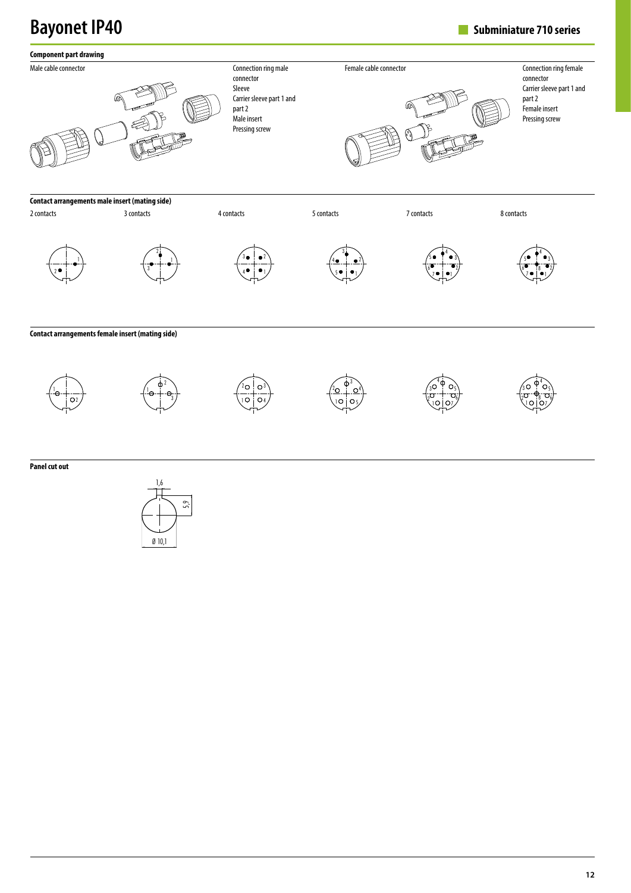# Bayonet IP40

## Subminiature 710 series

### Component part drawing

Male cable connector

Connection ring male connector
Sleeve
Carrier sleeve part 1 and part 2
Male insert
Pressing screw

Female cable connector

Connection ring female connector
Carrier sleeve part 1 and part 2
Female insert
Pressing screw

### Contact arrangements male insert (mating side)

2 contacts

3 contacts

4 contacts

5 contacts

7 contacts

8 contacts

### Contact arrangements female insert (mating side)

### Panel cut out

1,6

5,9

Ø 10,1